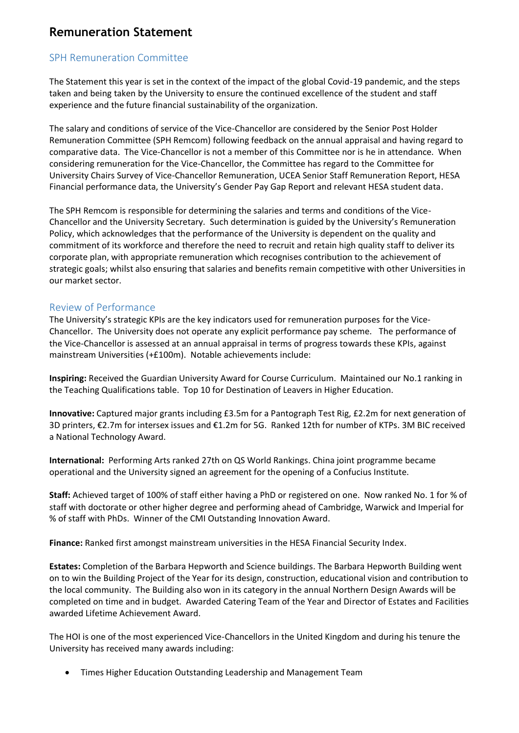# Remuneration Statement

## SPH Remuneration Committee

The Statement this year is set in the context of the impact of the global Covid-19 pandemic, and the steps taken and being taken by the University to ensure the continued excellence of the student and staff experience and the future financial sustainability of the organization.

The salary and conditions of service of the Vice-Chancellor are considered by the Senior Post Holder Remuneration Committee (SPH Remcom) following feedback on the annual appraisal and having regard to comparative data. The Vice-Chancellor is not a member of this Committee nor is he in attendance. When considering remuneration for the Vice-Chancellor, the Committee has regard to the Committee for University Chairs Survey of Vice-Chancellor Remuneration, UCEA Senior Staff Remuneration Report, HESA Financial performance data, the University's Gender Pay Gap Report and relevant HESA student data.

The SPH Remcom is responsible for determining the salaries and terms and conditions of the Vice-Chancellor and the University Secretary. Such determination is guided by the University's Remuneration Policy, which acknowledges that the performance of the University is dependent on the quality and commitment of its workforce and therefore the need to recruit and retain high quality staff to deliver its corporate plan, with appropriate remuneration which recognises contribution to the achievement of strategic goals; whilst also ensuring that salaries and benefits remain competitive with other Universities in our market sector.

## Review of Performance

The University's strategic KPIs are the key indicators used for remuneration purposes for the Vice-Chancellor. The University does not operate any explicit performance pay scheme. The performance of the Vice-Chancellor is assessed at an annual appraisal in terms of progress towards these KPIs, against mainstream Universities (+£100m). Notable achievements include:

**Inspiring:** Received the Guardian University Award for Course Curriculum. Maintained our No.1 ranking in the Teaching Qualifications table. Top 10 for Destination of Leavers in Higher Education.

**Innovative:** Captured major grants including £3.5m for a Pantograph Test Rig, £2.2m for next generation of 3D printers, €2.7m for intersex issues and €1.2m for 5G. Ranked 12th for number of KTPs. 3M BIC received a National Technology Award.

**International:** Performing Arts ranked 27th on QS World Rankings. China joint programme became operational and the University signed an agreement for the opening of a Confucius Institute.

**Staff:** Achieved target of 100% of staff either having a PhD or registered on one. Now ranked No. 1 for % of staff with doctorate or other higher degree and performing ahead of Cambridge, Warwick and Imperial for % of staff with PhDs. Winner of the CMI Outstanding Innovation Award.

**Finance:** Ranked first amongst mainstream universities in the HESA Financial Security Index.

**Estates:** Completion of the Barbara Hepworth and Science buildings. The Barbara Hepworth Building went on to win the Building Project of the Year for its design, construction, educational vision and contribution to the local community. The Building also won in its category in the annual Northern Design Awards will be completed on time and in budget. Awarded Catering Team of the Year and Director of Estates and Facilities awarded Lifetime Achievement Award.

The HOI is one of the most experienced Vice-Chancellors in the United Kingdom and during his tenure the University has received many awards including:

- Times Higher Education Outstanding Leadership and Management Team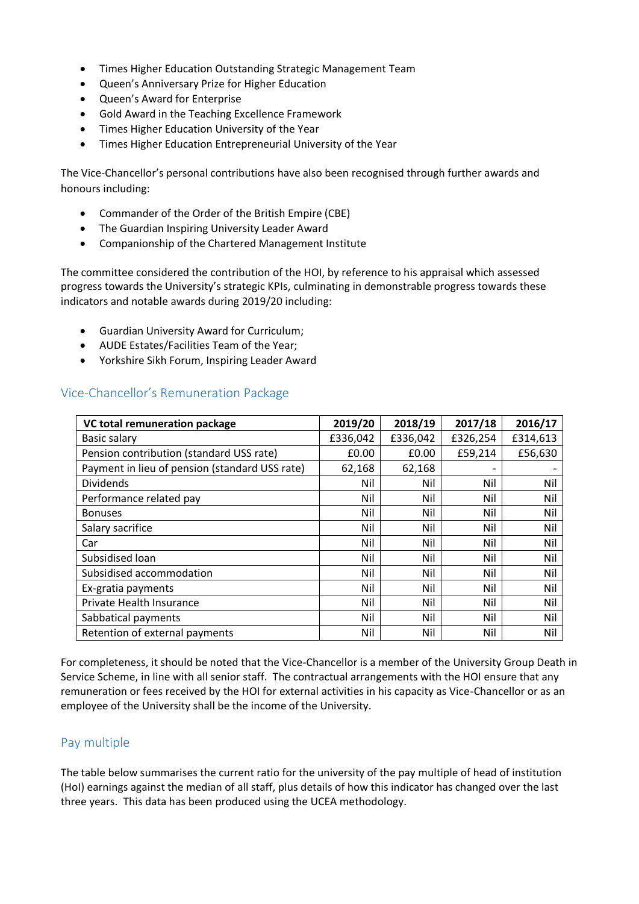- Times Higher Education Outstanding Strategic Management Team
- Queen's Anniversary Prize for Higher Education
- Queen's Award for Enterprise
- Gold Award in the Teaching Excellence Framework
- Times Higher Education University of the Year
- Times Higher Education Entrepreneurial University of the Year

The Vice-Chancellor's personal contributions have also been recognised through further awards and honours including:

- Commander of the Order of the British Empire (CBE)
- The Guardian Inspiring University Leader Award
- Companionship of the Chartered Management Institute

The committee considered the contribution of the HOI, by reference to his appraisal which assessed progress towards the University's strategic KPIs, culminating in demonstrable progress towards these indicators and notable awards during 2019/20 including:

- Guardian University Award for Curriculum;
- AUDE Estates/Facilities Team of the Year;
- Yorkshire Sikh Forum, Inspiring Leader Award

## Vice-Chancellor's Remuneration Package

| VC total remuneration package | 2019/20 | 2018/19 | 2017/18 | 2016/17 |
|---|---|---|---|---|
| Basic salary | £336,042 | £336,042 | £326,254 | £314,613 |
| Pension contribution (standard USS rate) | £0.00 | £0.00 | £59,214 | £56,630 |
| Payment in lieu of pension (standard USS rate) | 62,168 | 62,168 | - | - |
| Dividends | Nil | Nil | Nil | Nil |
| Performance related pay | Nil | Nil | Nil | Nil |
| Bonuses | Nil | Nil | Nil | Nil |
| Salary sacrifice | Nil | Nil | Nil | Nil |
| Car | Nil | Nil | Nil | Nil |
| Subsidised loan | Nil | Nil | Nil | Nil |
| Subsidised accommodation | Nil | Nil | Nil | Nil |
| Ex-gratia payments | Nil | Nil | Nil | Nil |
| Private Health Insurance | Nil | Nil | Nil | Nil |
| Sabbatical payments | Nil | Nil | Nil | Nil |
| Retention of external payments | Nil | Nil | Nil | Nil |

For completeness, it should be noted that the Vice-Chancellor is a member of the University Group Death in Service Scheme, in line with all senior staff. The contractual arrangements with the HOI ensure that any remuneration or fees received by the HOI for external activities in his capacity as Vice-Chancellor or as an employee of the University shall be the income of the University.

## Pay multiple

The table below summarises the current ratio for the university of the pay multiple of head of institution (HoI) earnings against the median of all staff, plus details of how this indicator has changed over the last three years. This data has been produced using the UCEA methodology.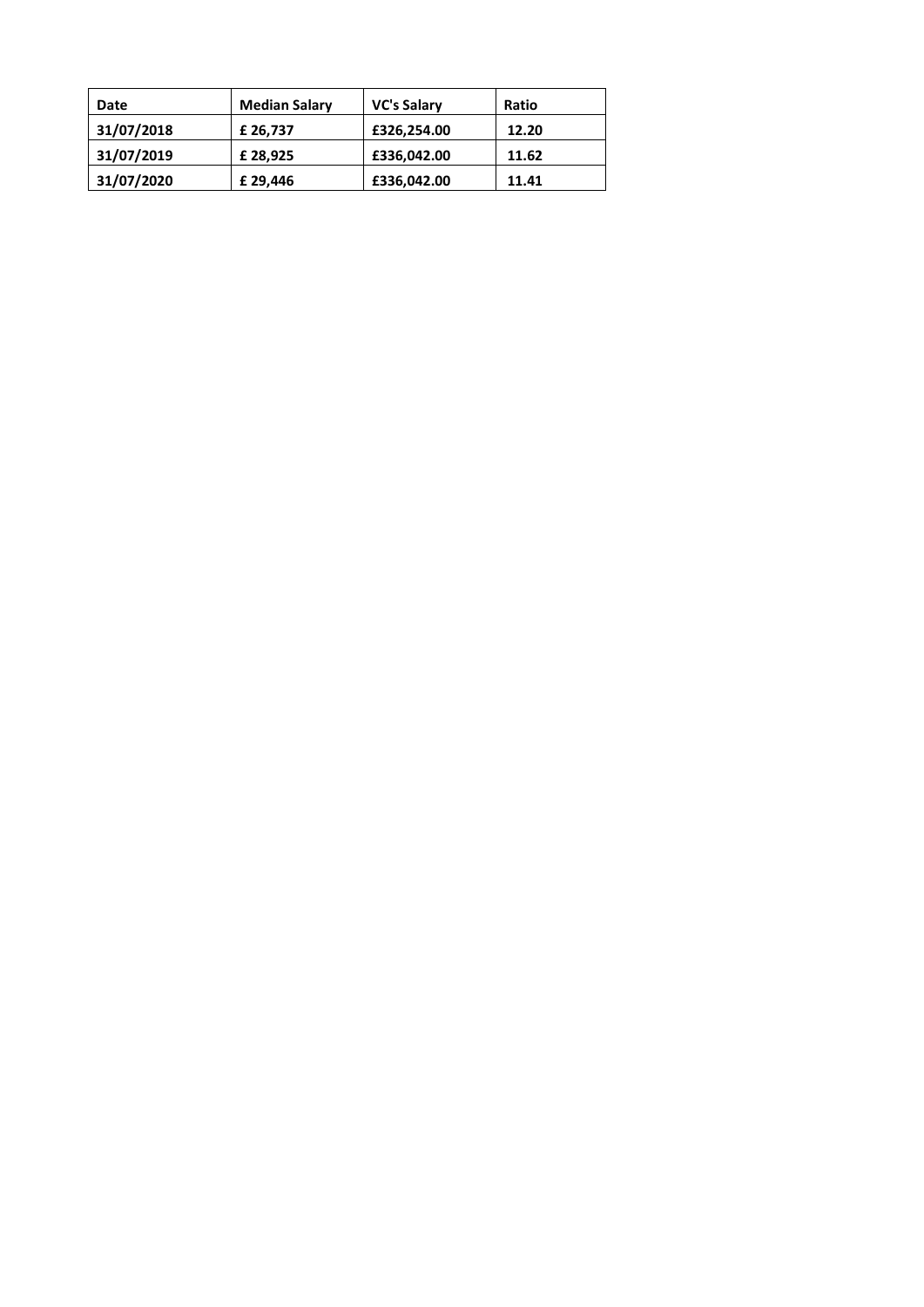| Date | Median Salary | VC's Salary | Ratio |
|---|---|---|---|
| 31/07/2018 | £ 26,737 | £326,254.00 | 12.20 |
| 31/07/2019 | £ 28,925 | £336,042.00 | 11.62 |
| 31/07/2020 | £ 29,446 | £336,042.00 | 11.41 |